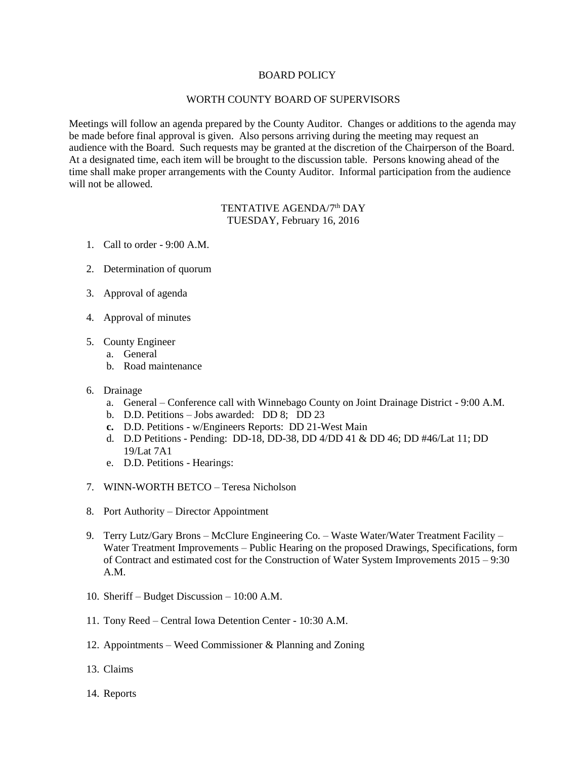# BOARD POLICY

## WORTH COUNTY BOARD OF SUPERVISORS

Meetings will follow an agenda prepared by the County Auditor. Changes or additions to the agenda may be made before final approval is given. Also persons arriving during the meeting may request an audience with the Board. Such requests may be granted at the discretion of the Chairperson of the Board. At a designated time, each item will be brought to the discussion table. Persons knowing ahead of the time shall make proper arrangements with the County Auditor. Informal participation from the audience will not be allowed.

### TENTATIVE AGENDA/7th DAY
### TUESDAY, February 16, 2016

1. Call to order - 9:00 A.M.

2. Determination of quorum

3. Approval of agenda

4. Approval of minutes

5. County Engineer
   a. General
   b. Road maintenance

6. Drainage
   a. General – Conference call with Winnebago County on Joint Drainage District - 9:00 A.M.
   b. D.D. Petitions – Jobs awarded: DD 8; DD 23
   **c.** D.D. Petitions - w/Engineers Reports: DD 21-West Main
   d. D.D Petitions - Pending: DD-18, DD-38, DD 4/DD 41 & DD 46; DD #46/Lat 11; DD 19/Lat 7A1
   e. D.D. Petitions - Hearings:

7. WINN-WORTH BETCO – Teresa Nicholson

8. Port Authority – Director Appointment

9. Terry Lutz/Gary Brons – McClure Engineering Co. – Waste Water/Water Treatment Facility – Water Treatment Improvements – Public Hearing on the proposed Drawings, Specifications, form of Contract and estimated cost for the Construction of Water System Improvements 2015 – 9:30 A.M.

10. Sheriff – Budget Discussion – 10:00 A.M.

11. Tony Reed – Central Iowa Detention Center - 10:30 A.M.

12. Appointments – Weed Commissioner & Planning and Zoning

13. Claims

14. Reports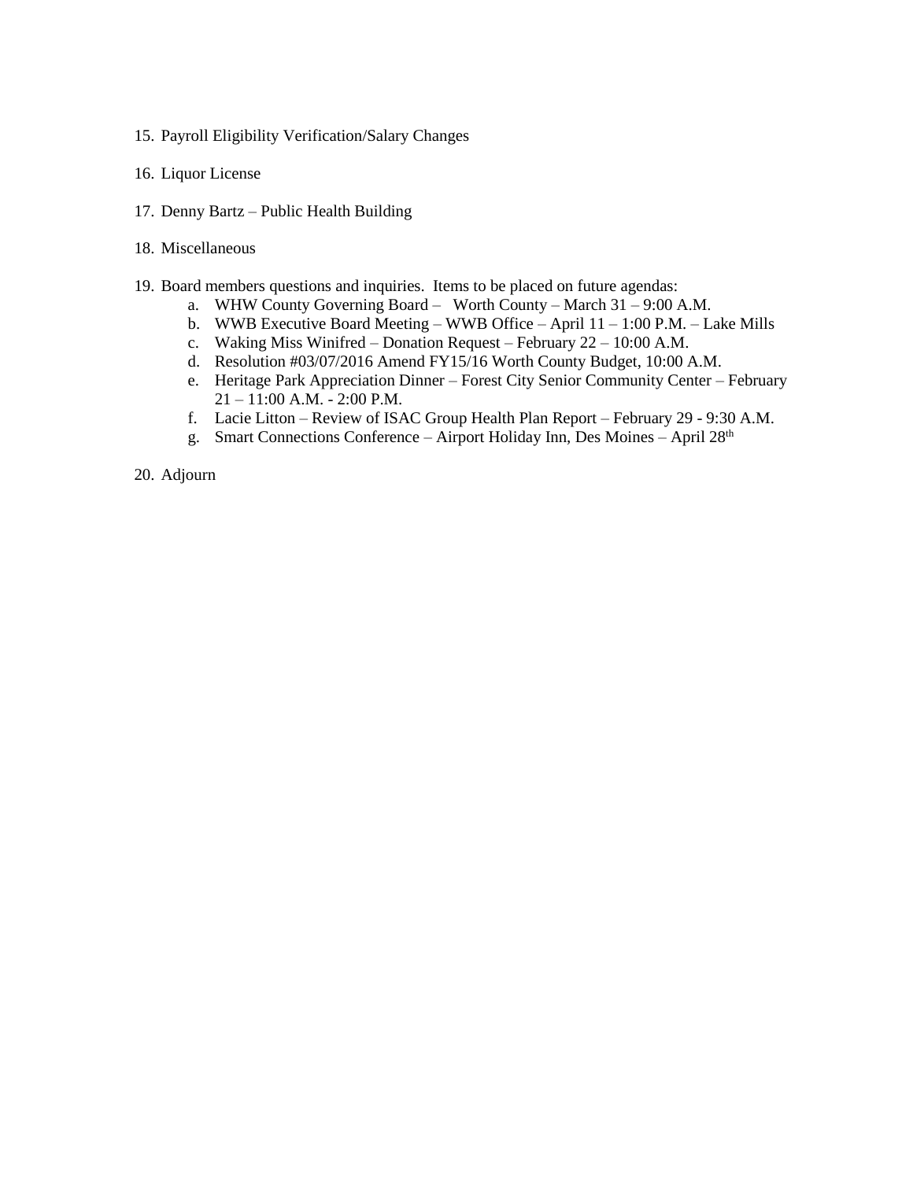15. Payroll Eligibility Verification/Salary Changes

16. Liquor License

17. Denny Bartz – Public Health Building

18. Miscellaneous

19. Board members questions and inquiries. Items to be placed on future agendas:
    a. WHW County Governing Board – Worth County – March 31 – 9:00 A.M.
    b. WWB Executive Board Meeting – WWB Office – April 11 – 1:00 P.M. – Lake Mills
    c. Waking Miss Winifred – Donation Request – February 22 – 10:00 A.M.
    d. Resolution #03/07/2016 Amend FY15/16 Worth County Budget, 10:00 A.M.
    e. Heritage Park Appreciation Dinner – Forest City Senior Community Center – February 21 – 11:00 A.M. - 2:00 P.M.
    f. Lacie Litton – Review of ISAC Group Health Plan Report – February 29 - 9:30 A.M.
    g. Smart Connections Conference – Airport Holiday Inn, Des Moines – April 28th

20. Adjourn